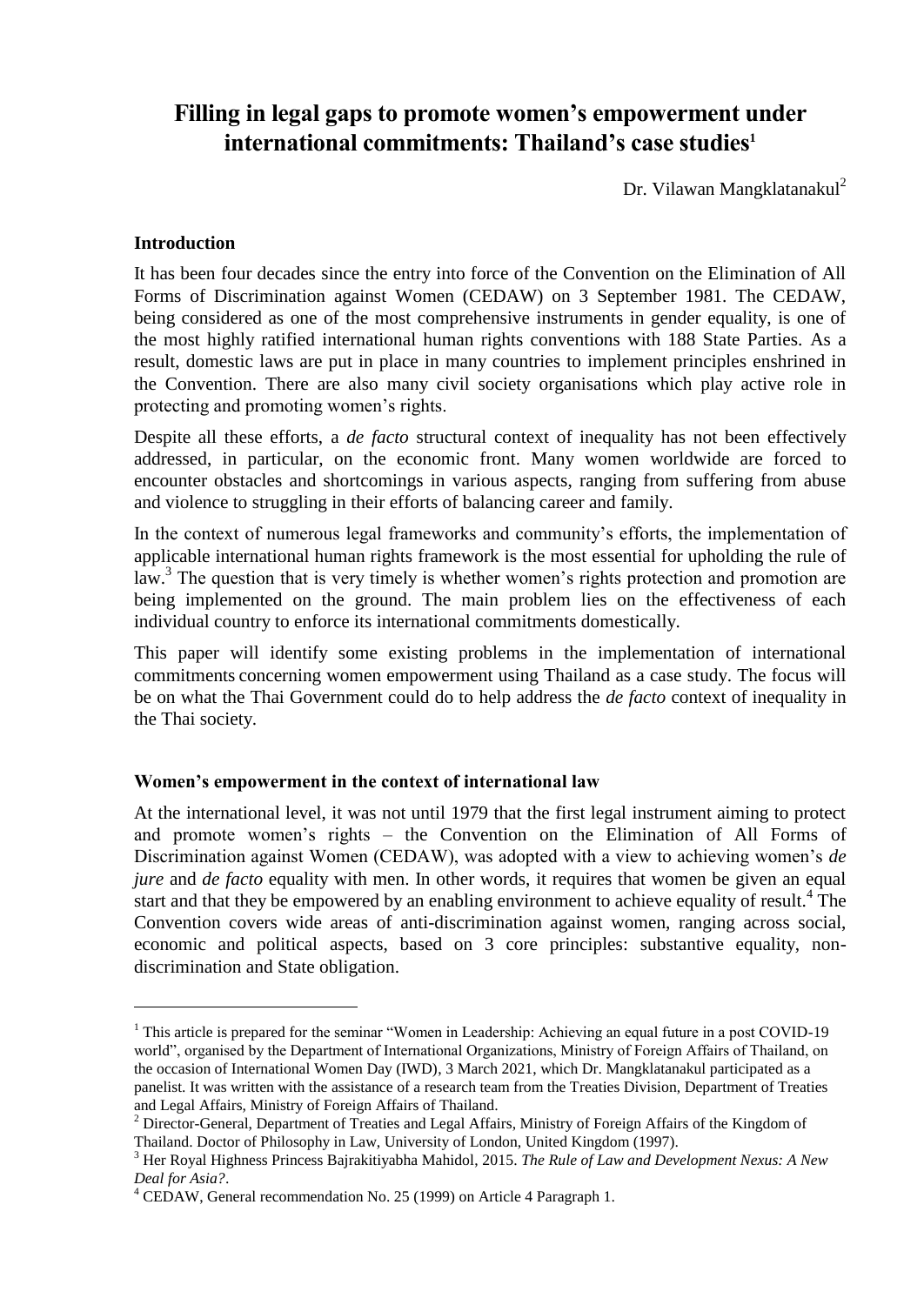# Filling in legal gaps to promote women's empowerment under international commitments: Thailand's case studies[1]

Dr. Vilawan Mangklatanakul[2]

### Introduction

It has been four decades since the entry into force of the Convention on the Elimination of All Forms of Discrimination against Women (CEDAW) on 3 September 1981. The CEDAW, being considered as one of the most comprehensive instruments in gender equality, is one of the most highly ratified international human rights conventions with 188 State Parties. As a result, domestic laws are put in place in many countries to implement principles enshrined in the Convention. There are also many civil society organisations which play active role in protecting and promoting women's rights.

Despite all these efforts, a *de facto* structural context of inequality has not been effectively addressed, in particular, on the economic front. Many women worldwide are forced to encounter obstacles and shortcomings in various aspects, ranging from suffering from abuse and violence to struggling in their efforts of balancing career and family.

In the context of numerous legal frameworks and community's efforts, the implementation of applicable international human rights framework is the most essential for upholding the rule of law.[3] The question that is very timely is whether women's rights protection and promotion are being implemented on the ground. The main problem lies on the effectiveness of each individual country to enforce its international commitments domestically.

This paper will identify some existing problems in the implementation of international commitments concerning women empowerment using Thailand as a case study. The focus will be on what the Thai Government could do to help address the *de facto* context of inequality in the Thai society.

### Women's empowerment in the context of international law

At the international level, it was not until 1979 that the first legal instrument aiming to protect and promote women's rights – the Convention on the Elimination of All Forms of Discrimination against Women (CEDAW), was adopted with a view to achieving women's *de jure* and *de facto* equality with men. In other words, it requires that women be given an equal start and that they be empowered by an enabling environment to achieve equality of result.[4] The Convention covers wide areas of anti-discrimination against women, ranging across social, economic and political aspects, based on 3 core principles: substantive equality, non-discrimination and State obligation.

---

[1] This article is prepared for the seminar "Women in Leadership: Achieving an equal future in a post COVID-19 world", organised by the Department of International Organizations, Ministry of Foreign Affairs of Thailand, on the occasion of International Women Day (IWD), 3 March 2021, which Dr. Mangklatanakul participated as a panelist. It was written with the assistance of a research team from the Treaties Division, Department of Treaties and Legal Affairs, Ministry of Foreign Affairs of Thailand.

[2] Director-General, Department of Treaties and Legal Affairs, Ministry of Foreign Affairs of the Kingdom of Thailand. Doctor of Philosophy in Law, University of London, United Kingdom (1997).

[3] Her Royal Highness Princess Bajrakitiyabha Mahidol, 2015. *The Rule of Law and Development Nexus: A New Deal for Asia?*.

[4] CEDAW, General recommendation No. 25 (1999) on Article 4 Paragraph 1.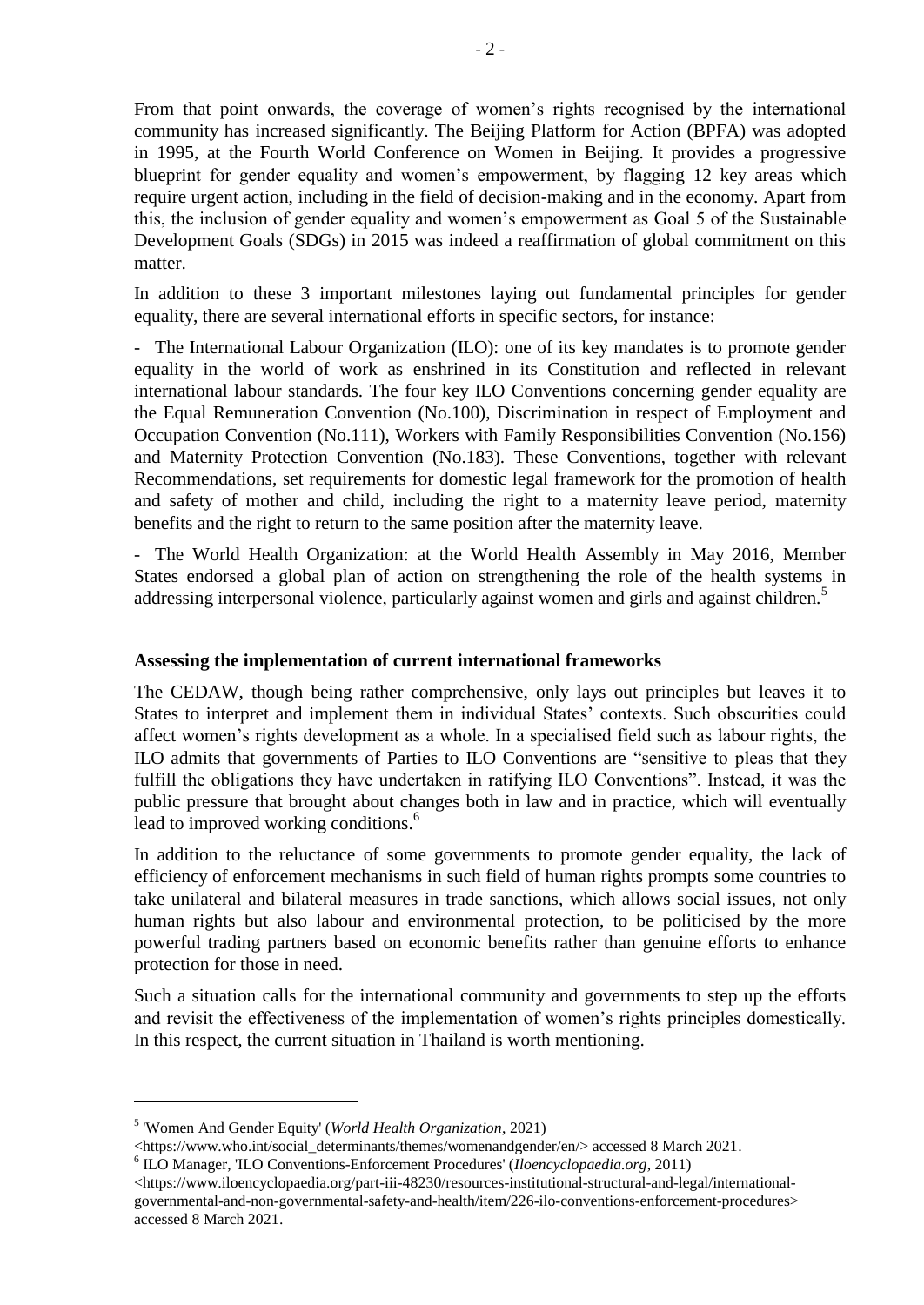From that point onwards, the coverage of women's rights recognised by the international community has increased significantly. The Beijing Platform for Action (BPFA) was adopted in 1995, at the Fourth World Conference on Women in Beijing. It provides a progressive blueprint for gender equality and women's empowerment, by flagging 12 key areas which require urgent action, including in the field of decision-making and in the economy. Apart from this, the inclusion of gender equality and women's empowerment as Goal 5 of the Sustainable Development Goals (SDGs) in 2015 was indeed a reaffirmation of global commitment on this matter.

In addition to these 3 important milestones laying out fundamental principles for gender equality, there are several international efforts in specific sectors, for instance:

- The International Labour Organization (ILO): one of its key mandates is to promote gender equality in the world of work as enshrined in its Constitution and reflected in relevant international labour standards. The four key ILO Conventions concerning gender equality are the Equal Remuneration Convention (No.100), Discrimination in respect of Employment and Occupation Convention (No.111), Workers with Family Responsibilities Convention (No.156) and Maternity Protection Convention (No.183). These Conventions, together with relevant Recommendations, set requirements for domestic legal framework for the promotion of health and safety of mother and child, including the right to a maternity leave period, maternity benefits and the right to return to the same position after the maternity leave.

- The World Health Organization: at the World Health Assembly in May 2016, Member States endorsed a global plan of action on strengthening the role of the health systems in addressing interpersonal violence, particularly against women and girls and against children.[5]

**Assessing the implementation of current international frameworks**

The CEDAW, though being rather comprehensive, only lays out principles but leaves it to States to interpret and implement them in individual States' contexts. Such obscurities could affect women's rights development as a whole. In a specialised field such as labour rights, the ILO admits that governments of Parties to ILO Conventions are "sensitive to pleas that they fulfill the obligations they have undertaken in ratifying ILO Conventions". Instead, it was the public pressure that brought about changes both in law and in practice, which will eventually lead to improved working conditions.[6]

In addition to the reluctance of some governments to promote gender equality, the lack of efficiency of enforcement mechanisms in such field of human rights prompts some countries to take unilateral and bilateral measures in trade sanctions, which allows social issues, not only human rights but also labour and environmental protection, to be politicised by the more powerful trading partners based on economic benefits rather than genuine efforts to enhance protection for those in need.

Such a situation calls for the international community and governments to step up the efforts and revisit the effectiveness of the implementation of women's rights principles domestically. In this respect, the current situation in Thailand is worth mentioning.

---

[5] 'Women And Gender Equity' (*World Health Organization*, 2021) <https://www.who.int/social_determinants/themes/womenandgender/en/> accessed 8 March 2021.

[6] ILO Manager, 'ILO Conventions-Enforcement Procedures' (*Iloencyclopaedia.org*, 2011) <https://www.iloencyclopaedia.org/part-iii-48230/resources-institutional-structural-and-legal/international-governmental-and-non-governmental-safety-and-health/item/226-ilo-conventions-enforcement-procedures> accessed 8 March 2021.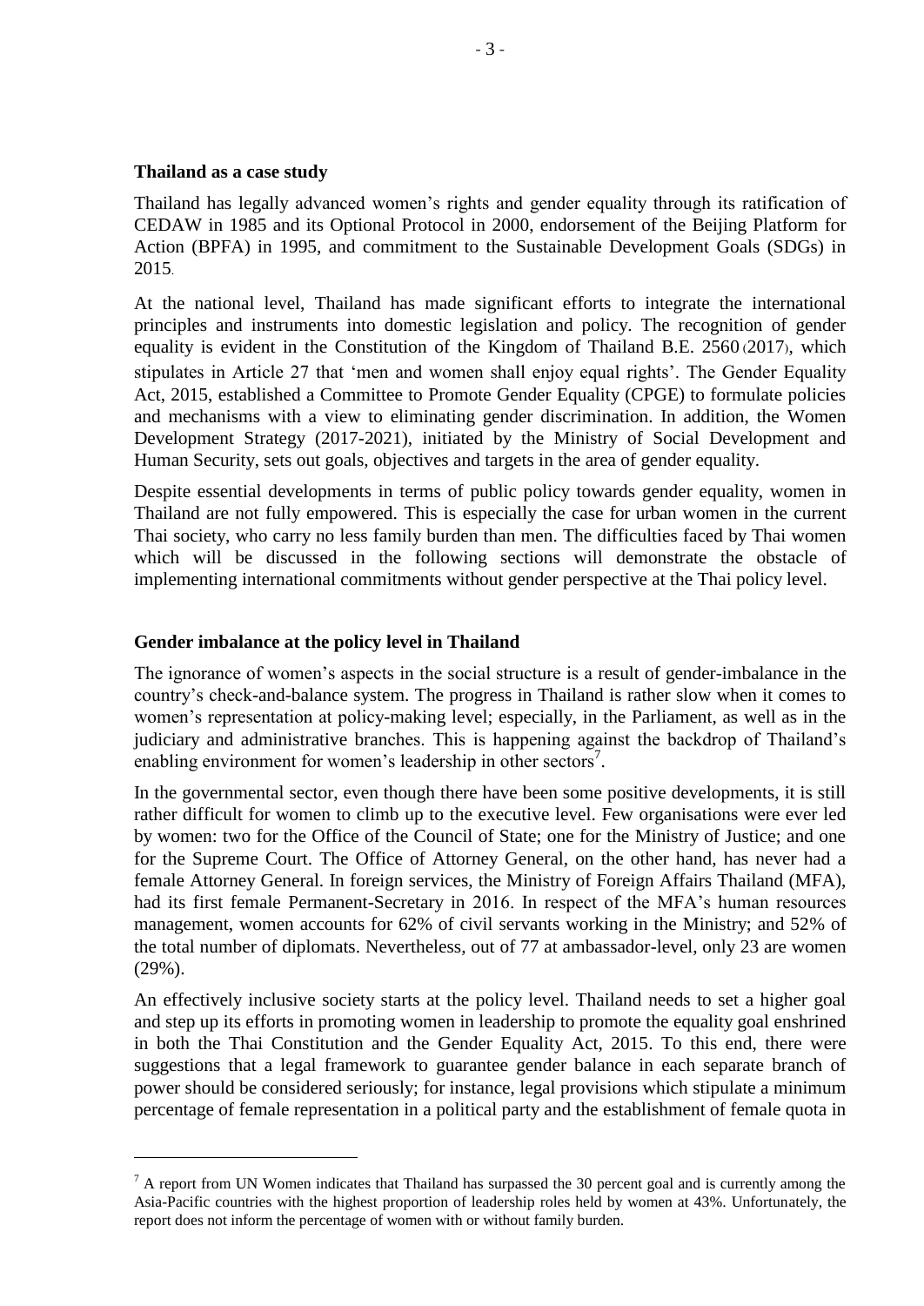**Thailand as a case study**

Thailand has legally advanced women's rights and gender equality through its ratification of CEDAW in 1985 and its Optional Protocol in 2000, endorsement of the Beijing Platform for Action (BPFA) in 1995, and commitment to the Sustainable Development Goals (SDGs) in 2015.

At the national level, Thailand has made significant efforts to integrate the international principles and instruments into domestic legislation and policy. The recognition of gender equality is evident in the Constitution of the Kingdom of Thailand B.E. 2560 (2017), which stipulates in Article 27 that 'men and women shall enjoy equal rights'. The Gender Equality Act, 2015, established a Committee to Promote Gender Equality (CPGE) to formulate policies and mechanisms with a view to eliminating gender discrimination. In addition, the Women Development Strategy (2017-2021), initiated by the Ministry of Social Development and Human Security, sets out goals, objectives and targets in the area of gender equality.

Despite essential developments in terms of public policy towards gender equality, women in Thailand are not fully empowered. This is especially the case for urban women in the current Thai society, who carry no less family burden than men. The difficulties faced by Thai women which will be discussed in the following sections will demonstrate the obstacle of implementing international commitments without gender perspective at the Thai policy level.

**Gender imbalance at the policy level in Thailand**

The ignorance of women's aspects in the social structure is a result of gender-imbalance in the country's check-and-balance system. The progress in Thailand is rather slow when it comes to women's representation at policy-making level; especially, in the Parliament, as well as in the judiciary and administrative branches. This is happening against the backdrop of Thailand's enabling environment for women's leadership in other sectors[7].

In the governmental sector, even though there have been some positive developments, it is still rather difficult for women to climb up to the executive level. Few organisations were ever led by women: two for the Office of the Council of State; one for the Ministry of Justice; and one for the Supreme Court. The Office of Attorney General, on the other hand, has never had a female Attorney General. In foreign services, the Ministry of Foreign Affairs Thailand (MFA), had its first female Permanent-Secretary in 2016. In respect of the MFA's human resources management, women accounts for 62% of civil servants working in the Ministry; and 52% of the total number of diplomats. Nevertheless, out of 77 at ambassador-level, only 23 are women (29%).

An effectively inclusive society starts at the policy level. Thailand needs to set a higher goal and step up its efforts in promoting women in leadership to promote the equality goal enshrined in both the Thai Constitution and the Gender Equality Act, 2015. To this end, there were suggestions that a legal framework to guarantee gender balance in each separate branch of power should be considered seriously; for instance, legal provisions which stipulate a minimum percentage of female representation in a political party and the establishment of female quota in

[7] A report from UN Women indicates that Thailand has surpassed the 30 percent goal and is currently among the Asia-Pacific countries with the highest proportion of leadership roles held by women at 43%. Unfortunately, the report does not inform the percentage of women with or without family burden.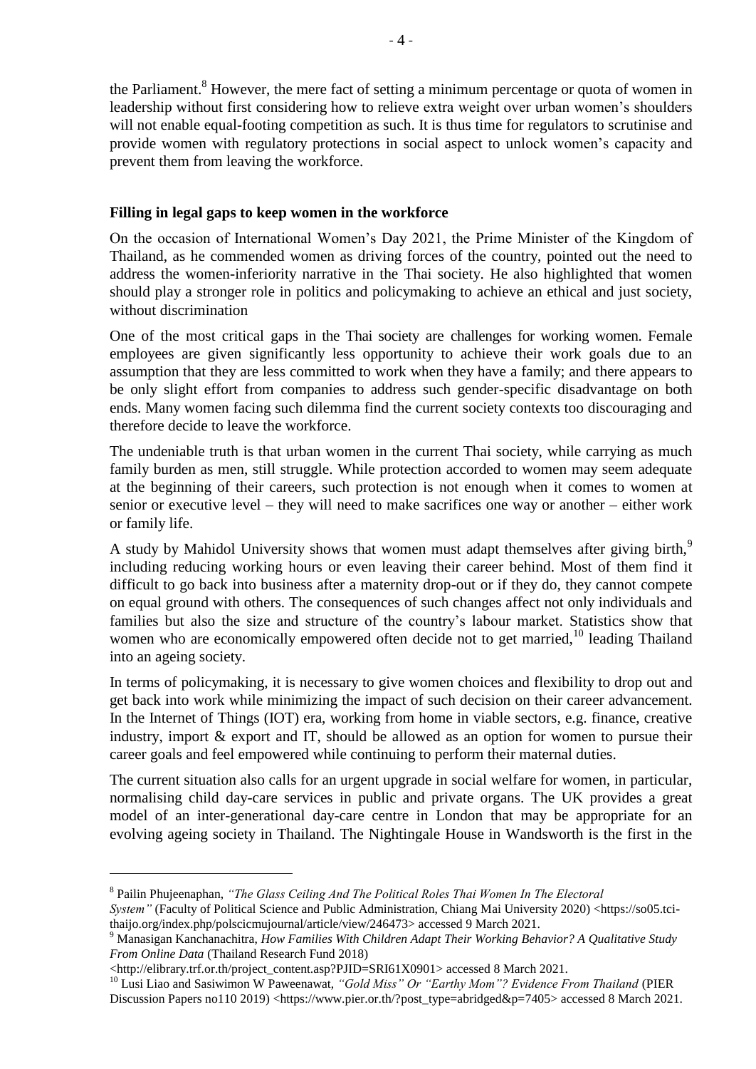the Parliament.[8] However, the mere fact of setting a minimum percentage or quota of women in leadership without first considering how to relieve extra weight over urban women's shoulders will not enable equal-footing competition as such. It is thus time for regulators to scrutinise and provide women with regulatory protections in social aspect to unlock women's capacity and prevent them from leaving the workforce.

**Filling in legal gaps to keep women in the workforce**

On the occasion of International Women's Day 2021, the Prime Minister of the Kingdom of Thailand, as he commended women as driving forces of the country, pointed out the need to address the women-inferiority narrative in the Thai society. He also highlighted that women should play a stronger role in politics and policymaking to achieve an ethical and just society, without discrimination

One of the most critical gaps in the Thai society are challenges for working women. Female employees are given significantly less opportunity to achieve their work goals due to an assumption that they are less committed to work when they have a family; and there appears to be only slight effort from companies to address such gender-specific disadvantage on both ends. Many women facing such dilemma find the current society contexts too discouraging and therefore decide to leave the workforce.

The undeniable truth is that urban women in the current Thai society, while carrying as much family burden as men, still struggle. While protection accorded to women may seem adequate at the beginning of their careers, such protection is not enough when it comes to women at senior or executive level – they will need to make sacrifices one way or another – either work or family life.

A study by Mahidol University shows that women must adapt themselves after giving birth,[9] including reducing working hours or even leaving their career behind. Most of them find it difficult to go back into business after a maternity drop-out or if they do, they cannot compete on equal ground with others. The consequences of such changes affect not only individuals and families but also the size and structure of the country's labour market. Statistics show that women who are economically empowered often decide not to get married,[10] leading Thailand into an ageing society.

In terms of policymaking, it is necessary to give women choices and flexibility to drop out and get back into work while minimizing the impact of such decision on their career advancement. In the Internet of Things (IOT) era, working from home in viable sectors, e.g. finance, creative industry, import & export and IT, should be allowed as an option for women to pursue their career goals and feel empowered while continuing to perform their maternal duties.

The current situation also calls for an urgent upgrade in social welfare for women, in particular, normalising child day-care services in public and private organs. The UK provides a great model of an inter-generational day-care centre in London that may be appropriate for an evolving ageing society in Thailand. The Nightingale House in Wandsworth is the first in the

---

[8] Pailin Phujeenaphan, *"The Glass Ceiling And The Political Roles Thai Women In The Electoral System"* (Faculty of Political Science and Public Administration, Chiang Mai University 2020) <https://so05.tci-thaijo.org/index.php/polscicmujournal/article/view/246473> accessed 9 March 2021.

[9] Manasigan Kanchanachitra, *How Families With Children Adapt Their Working Behavior? A Qualitative Study From Online Data* (Thailand Research Fund 2018) <http://elibrary.trf.or.th/project_content.asp?PJID=SRI61X0901> accessed 8 March 2021.

[10] Lusi Liao and Sasiwimon W Paweenawat, *"Gold Miss" Or "Earthy Mom"? Evidence From Thailand* (PIER Discussion Papers no110 2019) <https://www.pier.or.th/?post_type=abridged&p=7405> accessed 8 March 2021.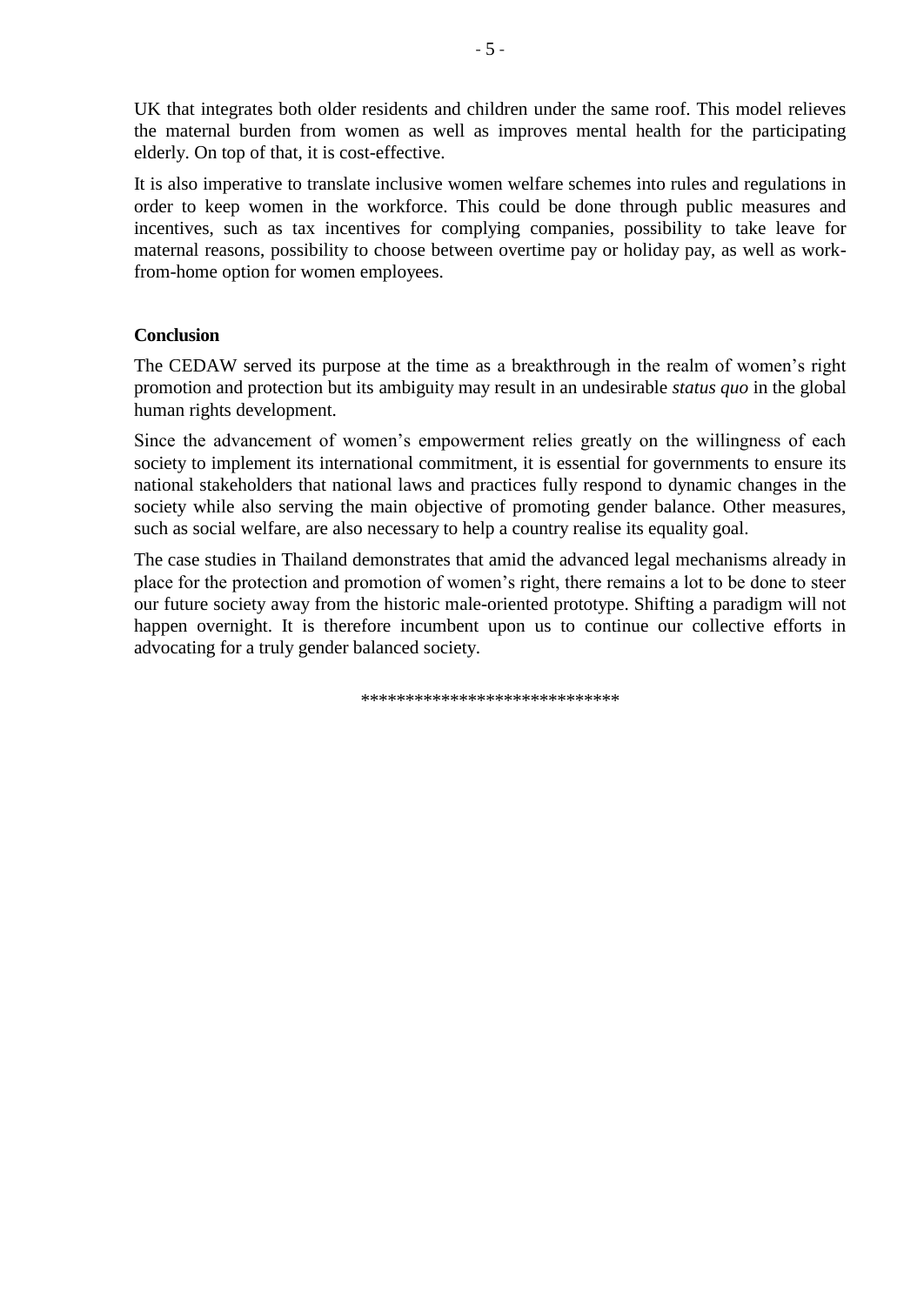UK that integrates both older residents and children under the same roof. This model relieves the maternal burden from women as well as improves mental health for the participating elderly. On top of that, it is cost-effective.

It is also imperative to translate inclusive women welfare schemes into rules and regulations in order to keep women in the workforce. This could be done through public measures and incentives, such as tax incentives for complying companies, possibility to take leave for maternal reasons, possibility to choose between overtime pay or holiday pay, as well as work-from-home option for women employees.

**Conclusion**

The CEDAW served its purpose at the time as a breakthrough in the realm of women's right promotion and protection but its ambiguity may result in an undesirable *status quo* in the global human rights development.

Since the advancement of women's empowerment relies greatly on the willingness of each society to implement its international commitment, it is essential for governments to ensure its national stakeholders that national laws and practices fully respond to dynamic changes in the society while also serving the main objective of promoting gender balance. Other measures, such as social welfare, are also necessary to help a country realise its equality goal.

The case studies in Thailand demonstrates that amid the advanced legal mechanisms already in place for the protection and promotion of women's right, there remains a lot to be done to steer our future society away from the historic male-oriented prototype. Shifting a paradigm will not happen overnight. It is therefore incumbent upon us to continue our collective efforts in advocating for a truly gender balanced society.

\*\*\*\*\*\*\*\*\*\*\*\*\*\*\*\*\*\*\*\*\*\*\*\*\*\*\*\*\*